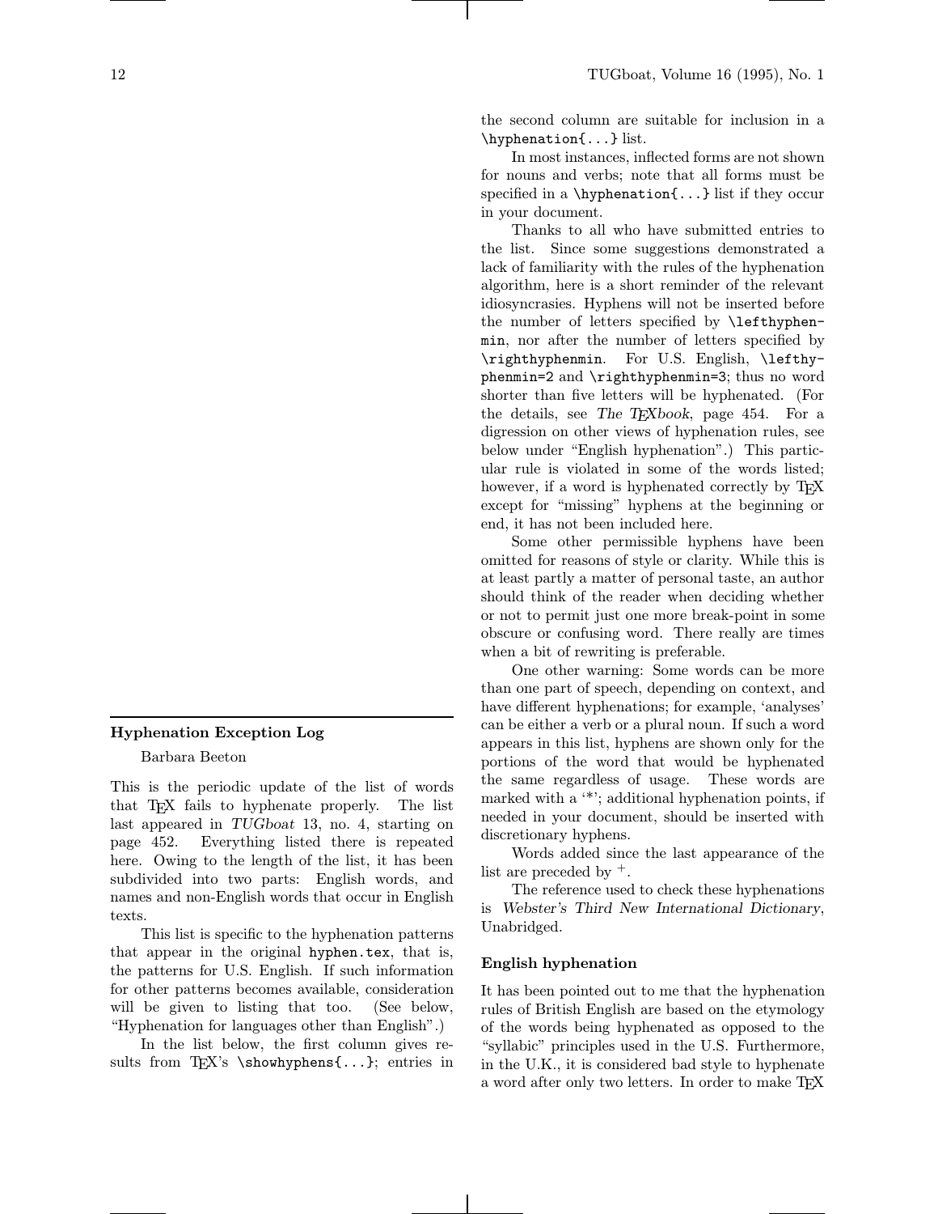## Hyphenation Exception Log

Barbara Beeton

This is the periodic update of the list of words that TeX fails to hyphenate properly. The list last appeared in *TUGboat* 13, no. 4, starting on page 452. Everything listed there is repeated here. Owing to the length of the list, it has been subdivided into two parts: English words, and names and non-English words that occur in English texts.

This list is specific to the hyphenation patterns that appear in the original `hyphen.tex`, that is, the patterns for U.S. English. If such information for other patterns becomes available, consideration will be given to listing that too. (See below, "Hyphenation for languages other than English".)

In the list below, the first column gives results from TeX's `\showhyphens{...}`; entries in the second column are suitable for inclusion in a `\hyphenation{...}` list.

In most instances, inflected forms are not shown for nouns and verbs; note that all forms must be specified in a `\hyphenation{...}` list if they occur in your document.

Thanks to all who have submitted entries to the list. Since some suggestions demonstrated a lack of familiarity with the rules of the hyphenation algorithm, here is a short reminder of the relevant idiosyncrasies. Hyphens will not be inserted before the number of letters specified by `\lefthyphenmin`, nor after the number of letters specified by `\righthyphenmin`. For U.S. English, `\lefthyphenmin=2` and `\righthyphenmin=3`; thus no word shorter than five letters will be hyphenated. (For the details, see *The TeXbook*, page 454. For a digression on other views of hyphenation rules, see below under "English hyphenation".) This particular rule is violated in some of the words listed; however, if a word is hyphenated correctly by TeX except for "missing" hyphens at the beginning or end, it has not been included here.

Some other permissible hyphens have been omitted for reasons of style or clarity. While this is at least partly a matter of personal taste, an author should think of the reader when deciding whether or not to permit just one more break-point in some obscure or confusing word. There really are times when a bit of rewriting is preferable.

One other warning: Some words can be more than one part of speech, depending on context, and have different hyphenations; for example, 'analyses' can be either a verb or a plural noun. If such a word appears in this list, hyphens are shown only for the portions of the word that would be hyphenated the same regardless of usage. These words are marked with a '*'; additional hyphenation points, if needed in your document, should be inserted with discretionary hyphens.

Words added since the last appearance of the list are preceded by $^{+}$.

The reference used to check these hyphenations is *Webster's Third New International Dictionary*, Unabridged.

### English hyphenation

It has been pointed out to me that the hyphenation rules of British English are based on the etymology of the words being hyphenated as opposed to the "syllabic" principles used in the U.S. Furthermore, in the U.K., it is considered bad style to hyphenate a word after only two letters. In order to make TeX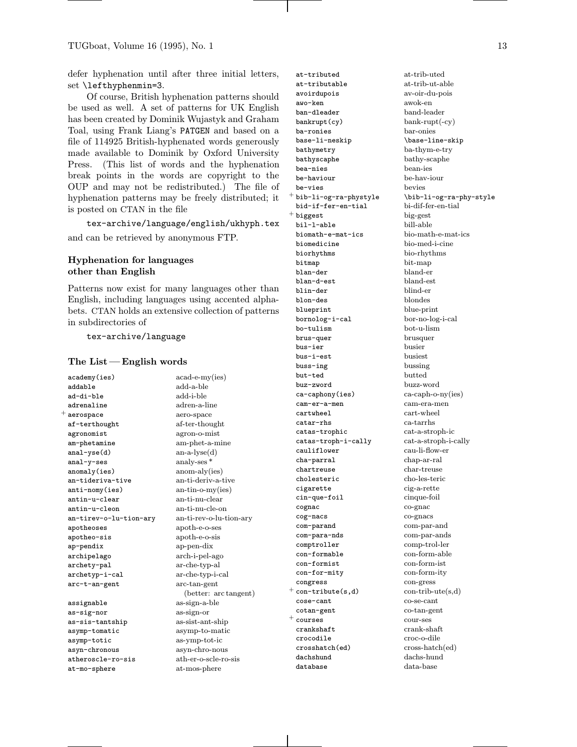defer hyphenation until after three initial letters, set `\lefthyphenmin=3`.

Of course, British hyphenation patterns should be used as well. A set of patterns for UK English has been created by Dominik Wujastyk and Graham Toal, using Frank Liang's PATGEN and based on a file of 114925 British-hyphenated words generously made available to Dominik by Oxford University Press. (This list of words and the hyphenation break points in the words are copyright to the OUP and may not be redistributed.) The file of hyphenation patterns may be freely distributed; it is posted on CTAN in the file

`tex-archive/language/english/ukhyph.tex`

and can be retrieved by anonymous FTP.

### Hyphenation for languages other than English

Patterns now exist for many languages other than English, including languages using accented alphabets. CTAN holds an extensive collection of patterns in subdirectories of

`tex-archive/language`

### The List — English words

| | |
|---|---|
| `academy(ies)` | acad-e-my(ies) |
| `addable` | add-a-ble |
| `ad-di-ble` | add-i-ble |
| `adrenaline` | adren-a-line |
| + `aerospace` | aero-space |
| `af-terthought` | af-ter-thought |
| `agronomist` | agron-o-mist |
| `am-phetamine` | am-phet-a-mine |
| `anal-yse(d)` | an-a-lyse(d) |
| `anal-y-ses` | analy-ses * |
| `anomaly(ies)` | anom-aly(ies) |
| `an-tideriva-tive` | an-ti-deriv-a-tive |
| `anti-nomy(ies)` | an-tin-o-my(ies) |
| `antin-u-clear` | an-ti-nu-clear |
| `antin-u-cleon` | an-ti-nu-cle-on |
| `an-tirev-o-lu-tion-ary` | an-ti-rev-o-lu-tion-ary |
| `apotheoses` | apoth-e-o-ses |
| `apotheo-sis` | apoth-e-o-sis |
| `ap-pendix` | ap-pen-dix |
| `archipelago` | arch-i-pel-ago |
| `archety-pal` | ar-che-typ-al |
| `archetyp-i-cal` | ar-che-typ-i-cal |
| `arc-t-an-gent` | arc-tan-gent (better: arc tangent) |
| `assignable` | as-sign-a-ble |
| `as-sig-nor` | as-sign-or |
| `as-sis-tantship` | as-sist-ant-ship |
| `asymp-tomatic` | asymp-to-matic |
| `asymp-totic` | as-ymp-tot-ic |
| `asyn-chronous` | asyn-chro-nous |
| `atheroscle-ro-sis` | ath-er-o-scle-ro-sis |
| `at-mo-sphere` | at-mos-phere |
| `at-tributed` | at-trib-uted |
| `at-tributable` | at-trib-ut-able |
| `avoirdupois` | av-oir-du-pois |
| `awo-ken` | awok-en |
| `ban-dleader` | band-leader |
| `bankrupt(cy)` | bank-rupt(-cy) |
| `ba-ronies` | bar-onies |
| `base-li-neskip` | `\base-line-skip` |
| `bathymetry` | ba-thym-e-try |
| `bathyscaphe` | bathy-scaphe |
| `bea-nies` | bean-ies |
| `be-haviour` | be-hav-iour |
| `be-vies` | bevies |
| + `bib-li-og-ra-phystyle` | `\bib-li-og-ra-phy-style` |
| `bid-if-fer-en-tial` | bi-dif-fer-en-tial |
| + `biggest` | big-gest |
| `bil-l-able` | bill-able |
| `biomath-e-mat-ics` | bio-math-e-mat-ics |
| `biomedicine` | bio-med-i-cine |
| `biorhythms` | bio-rhythms |
| `bitmap` | bit-map |
| `blan-der` | bland-er |
| `blan-d-est` | bland-est |
| `blin-der` | blind-er |
| `blon-des` | blondes |
| `blueprint` | blue-print |
| `bornolog-i-cal` | bor-no-log-i-cal |
| `bo-tulism` | bot-u-lism |
| `brus-quer` | brusquer |
| `bus-ier` | busier |
| `bus-i-est` | busiest |
| `buss-ing` | bussing |
| `but-ted` | butted |
| `buz-zword` | buzz-word |
| `ca-caphony(ies)` | ca-caph-o-ny(ies) |
| `cam-er-a-men` | cam-era-men |
| `cartwheel` | cart-wheel |
| `catar-rhs` | ca-tarrhs |
| `catas-trophic` | cat-a-stroph-ic |
| `catas-troph-i-cally` | cat-a-stroph-i-cally |
| `cauliflower` | cau-li-flow-er |
| `cha-parral` | chap-ar-ral |
| `chartreuse` | char-treuse |
| `cholesteric` | cho-les-teric |
| `cigarette` | cig-a-rette |
| `cin-que-foil` | cinque-foil |
| `cognac` | co-gnac |
| `cog-nacs` | co-gnacs |
| `com-parand` | com-par-and |
| `com-para-nds` | com-par-ands |
| `comptroller` | comp-trol-ler |
| `con-formable` | con-form-able |
| `con-formist` | con-form-ist |
| `con-for-mity` | con-form-ity |
| `congress` | con-gress |
| + `con-tribute(s,d)` | con-trib-ute(s,d) |
| `cose-cant` | co-se-cant |
| `cotan-gent` | co-tan-gent |
| + `courses` | cour-ses |
| `crankshaft` | crank-shaft |
| `crocodile` | croc-o-dile |
| `crosshatch(ed)` | cross-hatch(ed) |
| `dachshund` | dachs-hund |
| `database` | data-base |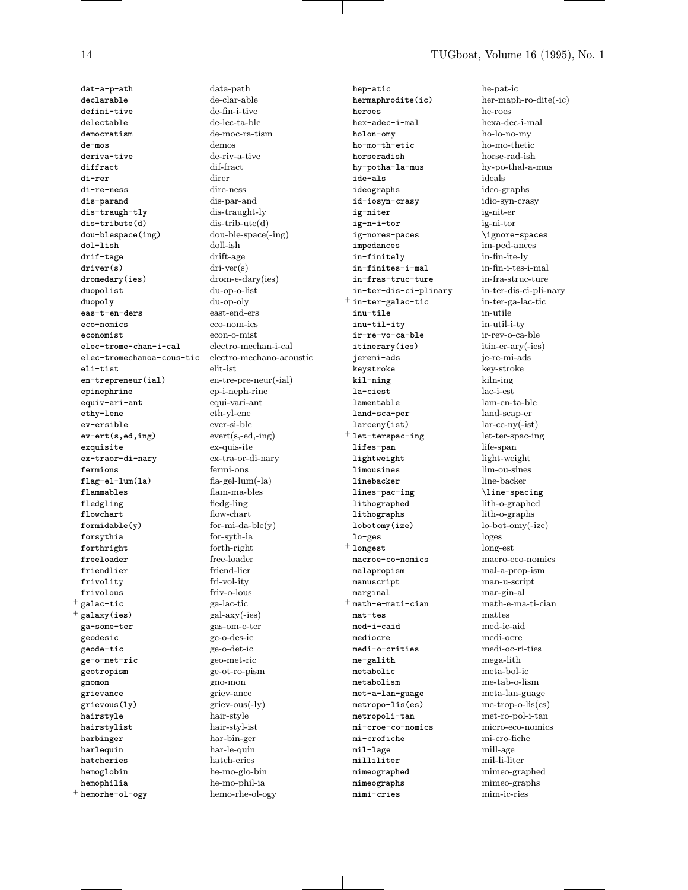| | | | |
|---|---|---|---|
| dat-a-p-ath | data-path | hep-atic | he-pat-ic |
| declarable | de-clar-able | hermaphrodite(ic) | her-maph-ro-dite(-ic) |
| defini-tive | de-fin-i-tive | heroes | he-roes |
| delectable | de-lec-ta-ble | hex-adec-i-mal | hexa-dec-i-mal |
| democratism | de-moc-ra-tism | holon-omy | ho-lo-no-my |
| de-mos | demos | ho-mo-th-etic | ho-mo-thetic |
| deriva-tive | de-riv-a-tive | horseradish | horse-rad-ish |
| diffract | dif-fract | hy-potha-la-mus | hy-po-thal-a-mus |
| di-rer | direr | ide-als | ideals |
| di-re-ness | dire-ness | ideographs | ideo-graphs |
| dis-parand | dis-par-and | id-iosyn-crasy | idio-syn-crasy |
| dis-traugh-tly | dis-traught-ly | ig-niter | ig-nit-er |
| dis-tribute(d) | dis-trib-ute(d) | ig-n-i-tor | ig-ni-tor |
| dou-blespace(ing) | dou-ble-space(-ing) | ig-nores-paces | \ignore-spaces |
| dol-lish | doll-ish | impedances | im-ped-ances |
| drif-tage | drift-age | in-finitely | in-fin-ite-ly |
| driver(s) | dri-ver(s) | in-finites-i-mal | in-fin-i-tes-i-mal |
| dromedary(ies) | drom-e-dary(ies) | in-fras-truc-ture | in-fra-struc-ture |
| duopolist | du-op-o-list | in-ter-dis-ci-plinary | in-ter-dis-ci-pli-nary |
| duopoly | du-op-oly | + in-ter-galac-tic | in-ter-ga-lac-tic |
| eas-t-en-ders | east-end-ers | inu-tile | in-utile |
| eco-nomics | eco-nom-ics | inu-til-ity | in-util-i-ty |
| economist | econ-o-mist | ir-re-vo-ca-ble | ir-rev-o-ca-ble |
| elec-trome-chan-i-cal | electro-mechan-i-cal | itinerary(ies) | itin-er-ary(-ies) |
| elec-tromechanoa-cous-tic | electro-mechano-acoustic | jeremi-ads | je-re-mi-ads |
| eli-tist | elit-ist | keystroke | key-stroke |
| en-trepreneur(ial) | en-tre-pre-neur(-ial) | kil-ning | kiln-ing |
| epinephrine | ep-i-neph-rine | la-ciest | lac-i-est |
| equiv-ari-ant | equi-vari-ant | lamentable | lam-en-ta-ble |
| ethy-lene | eth-yl-ene | land-sca-per | land-scap-er |
| ev-ersible | ever-si-ble | larceny(ist) | lar-ce-ny(-ist) |
| ev-ert(s,ed,ing) | evert(s,-ed,-ing) | + let-terspac-ing | let-ter-spac-ing |
| exquisite | ex-quis-ite | lifes-pan | life-span |
| ex-traor-di-nary | ex-tra-or-di-nary | lightweight | light-weight |
| fermions | fermi-ons | limousines | lim-ou-sines |
| flag-el-lum(la) | fla-gel-lum(-la) | linebacker | line-backer |
| flammables | flam-ma-bles | lines-pac-ing | \line-spacing |
| fledgling | fledg-ling | lithographed | lith-o-graphed |
| flowchart | flow-chart | lithographs | lith-o-graphs |
| formidable(y) | for-mi-da-ble(y) | lobotomy(ize) | lo-bot-omy(-ize) |
| forsythia | for-syth-ia | lo-ges | loges |
| forthright | forth-right | + longest | long-est |
| freeloader | free-loader | macroe-co-nomics | macro-eco-nomics |
| friendlier | friend-lier | malapropism | mal-a-prop-ism |
| frivolity | fri-vol-ity | manuscript | man-u-script |
| frivolous | friv-o-lous | marginal | mar-gin-al |
| + galac-tic | ga-lac-tic | + math-e-mati-cian | math-e-ma-ti-cian |
| + galaxy(ies) | gal-axy(-ies) | mat-tes | mattes |
| ga-some-ter | gas-om-e-ter | med-i-caid | med-ic-aid |
| geodesic | ge-o-des-ic | mediocre | medi-ocre |
| geode-tic | ge-o-det-ic | medi-o-crities | medi-oc-ri-ties |
| ge-o-met-ric | geo-met-ric | me-galith | mega-lith |
| geotropism | ge-ot-ro-pism | metabolic | meta-bol-ic |
| gnomon | gno-mon | metabolism | me-tab-o-lism |
| grievance | griev-ance | met-a-lan-guage | meta-lan-guage |
| grievous(ly) | griev-ous(-ly) | metropo-lis(es) | me-trop-o-lis(es) |
| hairstyle | hair-style | metropoli-tan | met-ro-pol-i-tan |
| hairstylist | hair-styl-ist | mi-croe-co-nomics | micro-eco-nomics |
| harbinger | har-bin-ger | mi-crofiche | mi-cro-fiche |
| harlequin | har-le-quin | mil-lage | mill-age |
| hatcheries | hatch-eries | milliliter | mil-li-liter |
| hemoglobin | he-mo-glo-bin | mimeographed | mimeo-graphed |
| hemophilia | he-mo-phil-ia | mimeographs | mimeo-graphs |
| + hemorhe-ol-ogy | hemo-rhe-ol-ogy | mimi-cries | mim-ic-ries |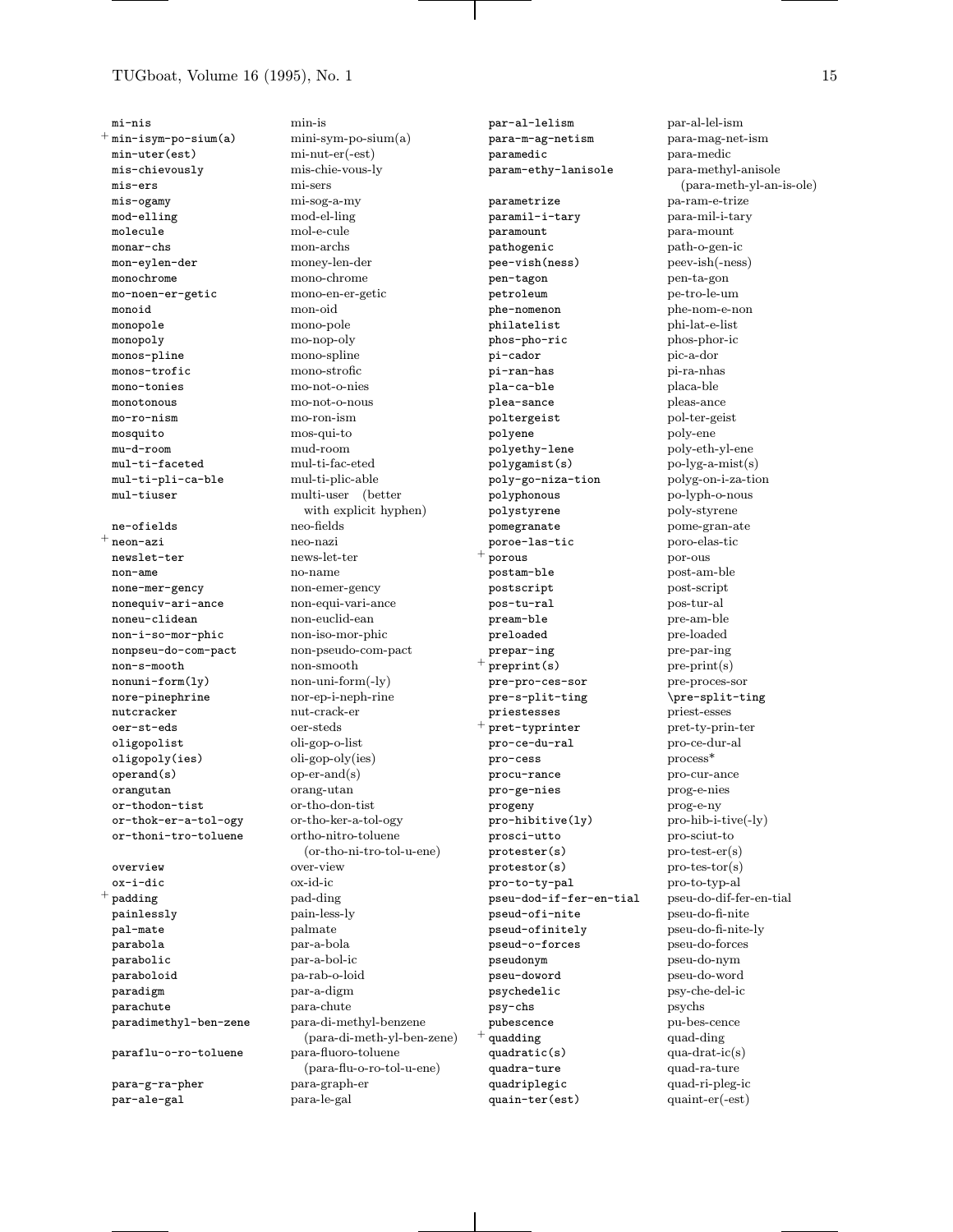| | | |
|---|---|---|
| | mi-nis | min-is |
| + | min-isym-po-sium(a) | mini-sym-po-sium(a) |
| | min-uter(est) | mi-nut-er(-est) |
| | mis-chievously | mis-chie-vous-ly |
| | mis-ers | mi-sers |
| | mis-ogamy | mi-sog-a-my |
| | mod-elling | mod-el-ling |
| | molecule | mol-e-cule |
| | monar-chs | mon-archs |
| | mon-eylen-der | money-len-der |
| | monochrome | mono-chrome |
| | mo-noen-er-getic | mono-en-er-getic |
| | monoid | mon-oid |
| | monopole | mono-pole |
| | monopoly | mo-nop-oly |
| | monos-pline | mono-spline |
| | monos-trofic | mono-strofic |
| | mono-tonies | mo-not-o-nies |
| | monotonous | mo-not-o-nous |
| | mo-ro-nism | mo-ron-ism |
| | mosquito | mos-qui-to |
| | mu-d-room | mud-room |
| | mul-ti-faceted | mul-ti-fac-eted |
| | mul-ti-pli-ca-ble | mul-ti-plic-able |
| | mul-tiuser | multi-user (better with explicit hyphen) |
| | ne-ofields | neo-fields |
| + | neon-azi | neo-nazi |
| | newslet-ter | news-let-ter |
| | non-ame | no-name |
| | none-mer-gency | non-emer-gency |
| | nonequiv-ari-ance | non-equi-vari-ance |
| | noneu-clidean | non-euclid-ean |
| | non-i-so-mor-phic | non-iso-mor-phic |
| | nonpseu-do-com-pact | non-pseudo-com-pact |
| | non-s-mooth | non-smooth |
| | nonuni-form(ly) | non-uni-form(-ly) |
| | nore-pinephrine | nor-ep-i-neph-rine |
| | nutcracker | nut-crack-er |
| | oer-st-eds | oer-steds |
| | oligopolist | oli-gop-o-list |
| | oligopoly(ies) | oli-gop-oly(ies) |
| | operand(s) | op-er-and(s) |
| | orangutan | orang-utan |
| | or-thodon-tist | or-tho-don-tist |
| | or-thok-er-a-tol-ogy | or-tho-ker-a-tol-ogy |
| | or-thoni-tro-toluene | ortho-nitro-toluene (or-tho-ni-tro-tol-u-ene) |
| | overview | over-view |
| | ox-i-dic | ox-id-ic |
| + | padding | pad-ding |
| | painlessly | pain-less-ly |
| | pal-mate | palmate |
| | parabola | par-a-bola |
| | parabolic | par-a-bol-ic |
| | paraboloid | pa-rab-o-loid |
| | paradigm | par-a-digm |
| | parachute | para-chute |
| | paradimethyl-ben-zene | para-di-methyl-benzene (para-di-meth-yl-ben-zene) |
| | paraflu-o-ro-toluene | para-fluoro-toluene (para-flu-o-ro-tol-u-ene) |
| | para-g-ra-pher | para-graph-er |
| | par-ale-gal | para-le-gal |
| | par-al-lelism | par-al-lel-ism |
| | para-m-ag-netism | para-mag-net-ism |
| | paramedic | para-medic |
| | param-ethy-lanisole | para-methyl-anisole (para-meth-yl-an-is-ole) |
| | parametrize | pa-ram-e-trize |
| | paramil-i-tary | para-mil-i-tary |
| | paramount | para-mount |
| | pathogenic | path-o-gen-ic |
| | pee-vish(ness) | peev-ish(-ness) |
| | pen-tagon | pen-ta-gon |
| | petroleum | pe-tro-le-um |
| | phe-nomenon | phe-nom-e-non |
| | philatelist | phi-lat-e-list |
| | phos-pho-ric | phos-phor-ic |
| | pi-cador | pic-a-dor |
| | pi-ran-has | pi-ra-nhas |
| | pla-ca-ble | placa-ble |
| | plea-sance | pleas-ance |
| | poltergeist | pol-ter-geist |
| | polyene | poly-ene |
| | polyethy-lene | poly-eth-yl-ene |
| | polygamist(s) | po-lyg-a-mist(s) |
| | poly-go-niza-tion | polyg-on-i-za-tion |
| | polyphonous | po-lyph-o-nous |
| | polystyrene | poly-styrene |
| | pomegranate | pome-gran-ate |
| | poroe-las-tic | poro-elas-tic |
| + | porous | por-ous |
| | postam-ble | post-am-ble |
| | postscript | post-script |
| | pos-tu-ral | pos-tur-al |
| | pream-ble | pre-am-ble |
| | preloaded | pre-loaded |
| | prepar-ing | pre-par-ing |
| + | preprint(s) | pre-print(s) |
| | pre-pro-ces-sor | pre-proces-sor |
| | pre-s-plit-ting | \pre-split-ting |
| | priestesses | priest-esses |
| + | pret-typrinter | pret-ty-prin-ter |
| | pro-ce-du-ral | pro-ce-dur-al |
| | pro-cess | process* |
| | procu-rance | pro-cur-ance |
| | pro-ge-nies | prog-e-nies |
| | progeny | prog-e-ny |
| | pro-hibitive(ly) | pro-hib-i-tive(-ly) |
| | prosci-utto | pro-sciut-to |
| | protester(s) | pro-test-er(s) |
| | protestor(s) | pro-tes-tor(s) |
| | pro-to-ty-pal | pro-to-typ-al |
| | pseu-dod-if-fer-en-tial | pseu-do-dif-fer-en-tial |
| | pseud-ofi-nite | pseu-do-fi-nite |
| | pseud-ofinitely | pseu-do-fi-nite-ly |
| | pseud-o-forces | pseu-do-forces |
| | pseudonym | pseu-do-nym |
| | pseu-doword | pseu-do-word |
| | psychedelic | psy-che-del-ic |
| | psy-chs | psychs |
| | pubescence | pu-bes-cence |
| + | quadding | quad-ding |
| | quadratic(s) | qua-drat-ic(s) |
| | quadra-ture | quad-ra-ture |
| | quadriplegic | quad-ri-pleg-ic |
| | quain-ter(est) | quaint-er(-est) |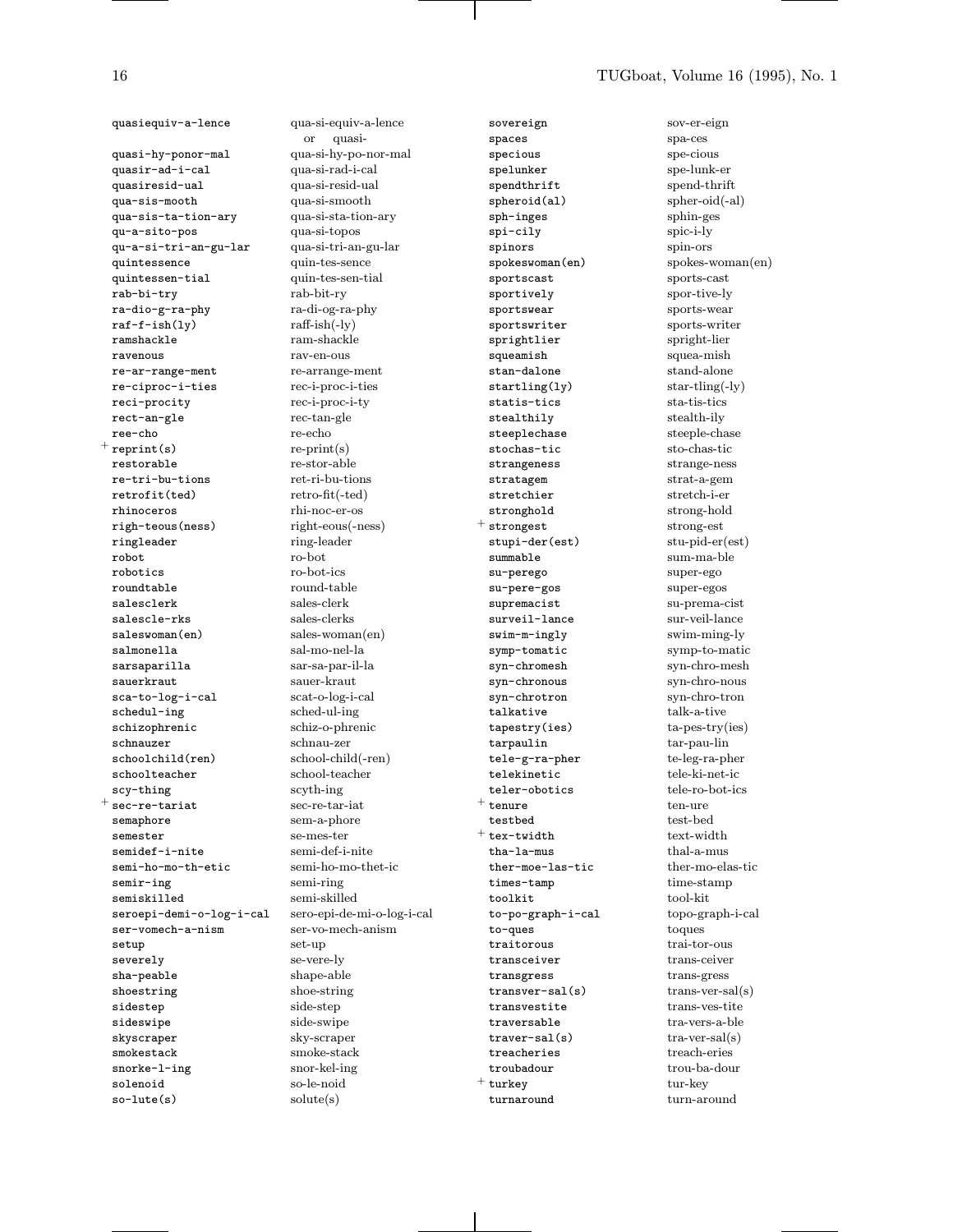| | | | |
|---|---|---|---|
| `quasiequiv-a-lence` | qua-si-equiv-a-lence or quasi- | | |
| `quasi-hy-ponor-mal` | qua-si-hy-po-nor-mal | | |
| `quasir-ad-i-cal` | qua-si-rad-i-cal | | |
| `quasiresid-ual` | qua-si-resid-ual | | |
| `qua-sis-mooth` | qua-si-smooth | | |
| `qua-sis-ta-tion-ary` | qua-si-sta-tion-ary | | |
| `qu-a-sito-pos` | qua-si-topos | | |
| `qu-a-si-tri-an-gu-lar` | qua-si-tri-an-gu-lar | | |
| `quintessence` | quin-tes-sence | | |
| `quintessen-tial` | quin-tes-sen-tial | | |
| `rab-bi-try` | rab-bit-ry | | |
| `ra-dio-g-ra-phy` | ra-di-og-ra-phy | | |
| `raf-f-ish(ly)` | raff-ish(-ly) | | |
| `ramshackle` | ram-shackle | | |
| `ravenous` | rav-en-ous | | |
| `re-ar-range-ment` | re-arrange-ment | | |
| `re-ciproc-i-ties` | rec-i-proc-i-ties | | |
| `reci-procity` | rec-i-proc-i-ty | | |
| `rect-an-gle` | rec-tan-gle | | |
| `ree-cho` | re-echo | | |
| + | `reprint(s)` | re-print(s) | |
| `restorable` | re-stor-able | | |
| `re-tri-bu-tions` | ret-ri-bu-tions | | |
| `retrofit(ted)` | retro-fit(-ted) | | |
| `rhinoceros` | rhi-noc-er-os | | |
| `righ-teous(ness)` | right-eous(-ness) | | |
| `ringleader` | ring-leader | | |
| `robot` | ro-bot | | |
| `robotics` | ro-bot-ics | | |
| `roundtable` | round-table | | |
| `salesclerk` | sales-clerk | | |
| `salescle-rks` | sales-clerks | | |
| `saleswoman(en)` | sales-woman(en) | | |
| `salmonella` | sal-mo-nel-la | | |
| `sarsaparilla` | sar-sa-par-il-la | | |
| `sauerkraut` | sauer-kraut | | |
| `sca-to-log-i-cal` | scat-o-log-i-cal | | |
| `schedul-ing` | sched-ul-ing | | |
| `schizophrenic` | schiz-o-phrenic | | |
| `schnauzer` | schnau-zer | | |
| `schoolchild(ren)` | school-child(-ren) | | |
| `schoolteacher` | school-teacher | | |
| `scy-thing` | scyth-ing | | |
| + | `sec-re-tariat` | sec-re-tar-iat | |
| `semaphore` | sem-a-phore | | |
| `semester` | se-mes-ter | | |
| `semidef-i-nite` | semi-def-i-nite | | |
| `semi-ho-mo-th-etic` | semi-ho-mo-thet-ic | | |
| `semir-ing` | semi-ring | | |
| `semiskilled` | semi-skilled | | |
| `seroepi-demi-o-log-i-cal` | sero-epi-de-mi-o-log-i-cal | | |
| `ser-vomech-a-nism` | ser-vo-mech-anism | | |
| `setup` | set-up | | |
| `severely` | se-vere-ly | | |
| `sha-peable` | shape-able | | |
| `shoestring` | shoe-string | | |
| `sidestep` | side-step | | |
| `sideswipe` | side-swipe | | |
| `skyscraper` | sky-scraper | | |
| `smokestack` | smoke-stack | | |
| `snorke-l-ing` | snor-kel-ing | | |
| `solenoid` | so-le-noid | | |
| `so-lute(s)` | solute(s) | | |
| `sovereign` | sov-er-eign | | |
| `spaces` | spa-ces | | |
| `specious` | spe-cious | | |
| `spelunker` | spe-lunk-er | | |
| `spendthrift` | spend-thrift | | |
| `spheroid(al)` | spher-oid(-al) | | |
| `sph-inges` | sphin-ges | | |
| `spi-cily` | spic-i-ly | | |
| `spinors` | spin-ors | | |
| `spokeswoman(en)` | spokes-woman(en) | | |
| `sportscast` | sports-cast | | |
| `sportively` | spor-tive-ly | | |
| `sportswear` | sports-wear | | |
| `sportswriter` | sports-writer | | |
| `sprightlier` | spright-lier | | |
| `squeamish` | squea-mish | | |
| `stan-dalone` | stand-alone | | |
| `startling(ly)` | star-tling(-ly) | | |
| `statis-tics` | sta-tis-tics | | |
| `stealthily` | stealth-ily | | |
| `steeplechase` | steeple-chase | | |
| `stochas-tic` | sto-chas-tic | | |
| `strangeness` | strange-ness | | |
| `stratagem` | strat-a-gem | | |
| `stretchier` | stretch-i-er | | |
| `stronghold` | strong-hold | | |
| + | `strongest` | strong-est | |
| `stupi-der(est)` | stu-pid-er(est) | | |
| `summable` | sum-ma-ble | | |
| `su-perego` | super-ego | | |
| `su-pere-gos` | super-egos | | |
| `supremacist` | su-prema-cist | | |
| `surveil-lance` | sur-veil-lance | | |
| `swim-m-ingly` | swim-ming-ly | | |
| `symp-tomatic` | symp-to-matic | | |
| `syn-chromesh` | syn-chro-mesh | | |
| `syn-chronous` | syn-chro-nous | | |
| `syn-chrotron` | syn-chro-tron | | |
| `talkative` | talk-a-tive | | |
| `tapestry(ies)` | ta-pes-try(ies) | | |
| `tarpaulin` | tar-pau-lin | | |
| `tele-g-ra-pher` | te-leg-ra-pher | | |
| `telekinetic` | tele-ki-net-ic | | |
| `teler-obotics` | tele-ro-bot-ics | | |
| + | `tenure` | ten-ure | |
| `testbed` | test-bed | | |
| + | `tex-twidth` | text-width | |
| `tha-la-mus` | thal-a-mus | | |
| `ther-moe-las-tic` | ther-mo-elas-tic | | |
| `times-tamp` | time-stamp | | |
| `toolkit` | tool-kit | | |
| `to-po-graph-i-cal` | topo-graph-i-cal | | |
| `to-ques` | toques | | |
| `traitorous` | trai-tor-ous | | |
| `transceiver` | trans-ceiver | | |
| `transgress` | trans-gress | | |
| `transver-sal(s)` | trans-ver-sal(s) | | |
| `transvestite` | trans-ves-tite | | |
| `traversable` | tra-vers-a-ble | | |
| `traver-sal(s)` | tra-ver-sal(s) | | |
| `treacheries` | treach-eries | | |
| `troubadour` | trou-ba-dour | | |
| + | `turkey` | tur-key | |
| `turnaround` | turn-around | | |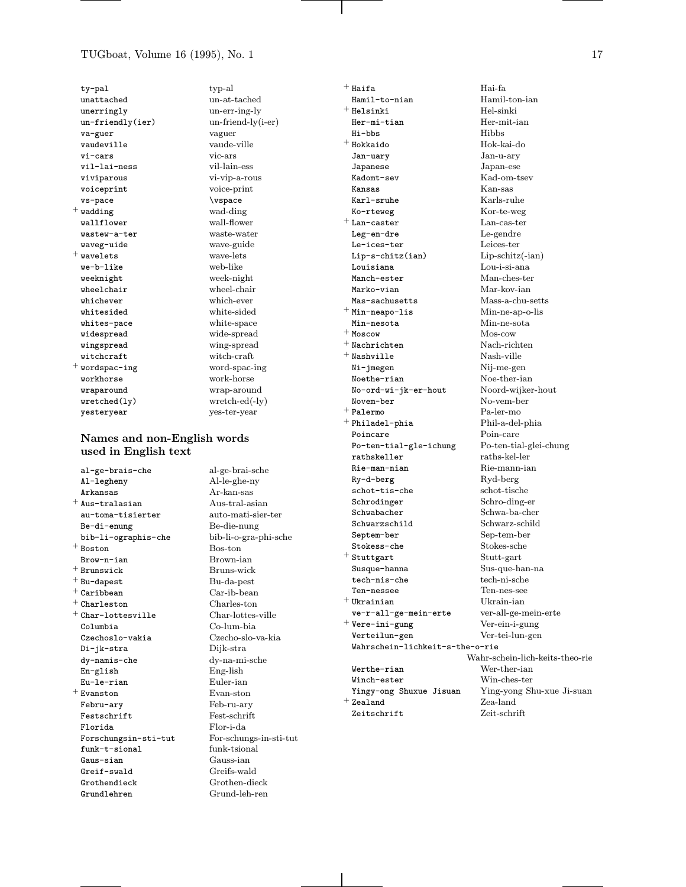| | |
|---|---|
| ty-pal | typ-al |
| unattached | un-at-tached |
| unerringly | un-err-ing-ly |
| un-friendly(ier) | un-friend-ly(i-er) |
| va-guer | vaguer |
| vaudeville | vaude-ville |
| vi-cars | vic-ars |
| vil-lai-ness | vil-lain-ess |
| viviparous | vi-vip-a-rous |
| voiceprint | voice-print |
| vs-pace | \vspace |
| + wadding | wad-ding |
| wallflower | wall-flower |
| wastew-a-ter | waste-water |
| waveg-uide | wave-guide |
| + wavelets | wave-lets |
| we-b-like | web-like |
| weeknight | week-night |
| wheelchair | wheel-chair |
| whichever | which-ever |
| whitesided | white-sided |
| whites-pace | white-space |
| widespread | wide-spread |
| wingspread | wing-spread |
| witchcraft | witch-craft |
| + wordspac-ing | word-spac-ing |
| workhorse | work-horse |
| wraparound | wrap-around |
| wretched(ly) | wretch-ed(-ly) |
| yesteryear | yes-ter-year |

### Names and non-English words used in English text

| | |
|---|---|
| al-ge-brais-che | al-ge-brai-sche |
| Al-legheny | Al-le-ghe-ny |
| Arkansas | Ar-kan-sas |
| + Aus-tralasian | Aus-tral-asian |
| au-toma-tisierter | auto-mati-sier-ter |
| Be-di-enung | Be-die-nung |
| bib-li-ographis-che | bib-li-o-gra-phi-sche |
| + Boston | Bos-ton |
| Brow-n-ian | Brown-ian |
| + Brunswick | Bruns-wick |
| + Bu-dapest | Bu-da-pest |
| + Caribbean | Car-ib-bean |
| + Charleston | Charles-ton |
| + Char-lottesville | Char-lottes-ville |
| Columbia | Co-lum-bia |
| Czechoslo-vakia | Czecho-slo-va-kia |
| Di-jk-stra | Dijk-stra |
| dy-namis-che | dy-na-mi-sche |
| En-glish | Eng-lish |
| Eu-le-rian | Euler-ian |
| + Evanston | Evan-ston |
| Febru-ary | Feb-ru-ary |
| Festschrift | Fest-schrift |
| Florida | Flor-i-da |
| Forschungsin-sti-tut | For-schungs-in-sti-tut |
| funk-t-sional | funk-tsional |
| Gaus-sian | Gauss-ian |
| Greif-swald | Greifs-wald |
| Grothendieck | Grothen-dieck |
| Grundlehren | Grund-leh-ren |
| + Haifa | Hai-fa |
| Hamil-to-nian | Hamil-ton-ian |
| + Helsinki | Hel-sinki |
| Her-mi-tian | Her-mit-ian |
| Hi-bbs | Hibbs |
| + Hokkaido | Hok-kai-do |
| Jan-uary | Jan-u-ary |
| Japanese | Japan-ese |
| Kadomt-sev | Kad-om-tsev |
| Kansas | Kan-sas |
| Karl-sruhe | Karls-ruhe |
| Ko-rteweg | Kor-te-weg |
| + Lan-caster | Lan-cas-ter |
| Leg-en-dre | Le-gendre |
| Le-ices-ter | Leices-ter |
| Lip-s-chitz(ian) | Lip-schitz(-ian) |
| Louisiana | Lou-i-si-ana |
| Manch-ester | Man-ches-ter |
| Marko-vian | Mar-kov-ian |
| Mas-sachusetts | Mass-a-chu-setts |
| + Min-neapo-lis | Min-ne-ap-o-lis |
| Min-nesota | Min-ne-sota |
| + Moscow | Mos-cow |
| + Nachrichten | Nach-richten |
| + Nashville | Nash-ville |
| Ni-jmegen | Nij-me-gen |
| Noethe-rian | Noe-ther-ian |
| No-ord-wi-jk-er-hout | Noord-wijker-hout |
| Novem-ber | No-vem-ber |
| + Palermo | Pa-ler-mo |
| + Philadel-phia | Phil-a-del-phia |
| Poincare | Poin-care |
| Po-ten-tial-gle-ichung | Po-ten-tial-glei-chung |
| rathskeller | raths-kel-ler |
| Rie-man-nian | Rie-mann-ian |
| Ry-d-berg | Ryd-berg |
| schot-tis-che | schot-tische |
| Schrodinger | Schro-ding-er |
| Schwabacher | Schwa-ba-cher |
| Schwarzschild | Schwarz-schild |
| Septem-ber | Sep-tem-ber |
| Stokess-che | Stokes-sche |
| + Stuttgart | Stutt-gart |
| Susque-hanna | Sus-que-han-na |
| tech-nis-che | tech-ni-sche |
| Ten-nessee | Ten-nes-see |
| + Ukrainian | Ukrain-ian |
| ve-r-all-ge-mein-erte | ver-all-ge-mein-erte |
| + Vere-ini-gung | Ver-ein-i-gung |
| Verteilun-gen | Ver-tei-lun-gen |
| Wahrschein-lichkeit-s-the-o-rie | Wahr-schein-lich-keits-theo-rie |
| Werthe-rian | Wer-ther-ian |
| Winch-ester | Win-ches-ter |
| Yingy-ong Shuxue Jisuan | Ying-yong Shu-xue Ji-suan |
| + Zealand | Zea-land |
| Zeitschrift | Zeit-schrift |